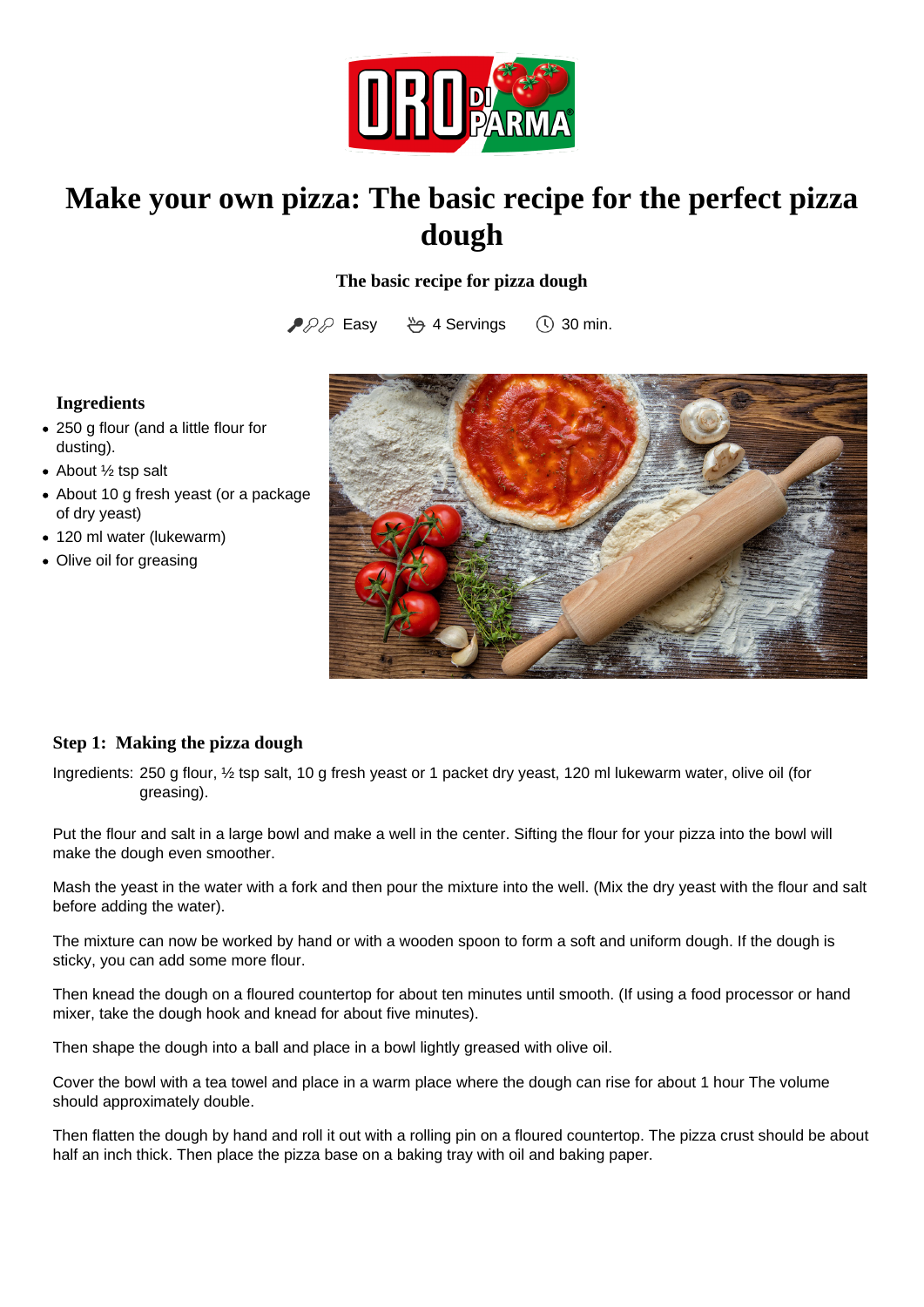# Make your own pizza: The basic recipe for the perfect pizza dough

**The basic recipe for pizza dough**

Easy 4 Servings 30 min.

### Ingredients

- 250 g flour (and a little flour for dusting).
- About ½ tsp salt
- About 10 g fresh yeast (or a package of dry yeast)
- 120 ml water (lukewarm)
- Olive oil for greasing

### Step 1: Making the pizza dough

Ingredients: 250 g flour, ½ tsp salt, 10 g fresh yeast or 1 packet dry yeast, 120 ml lukewarm water, olive oil (for greasing).

Put the flour and salt in a large bowl and make a well in the center. Sifting the flour for your pizza into the bowl will make the dough even smoother.

Mash the yeast in the water with a fork and then pour the mixture into the well. (Mix the dry yeast with the flour and salt before adding the water).

The mixture can now be worked by hand or with a wooden spoon to form a soft and uniform dough. If the dough is sticky, you can add some more flour.

Then knead the dough on a floured countertop for about ten minutes until smooth. (If using a food processor or hand mixer, take the dough hook and knead for about five minutes).

Then shape the dough into a ball and place in a bowl lightly greased with olive oil.

Cover the bowl with a tea towel and place in a warm place where the dough can rise for about 1 hour The volume should approximately double.

Then flatten the dough by hand and roll it out with a rolling pin on a floured countertop. The pizza crust should be about half an inch thick. Then place the pizza base on a baking tray with oil and baking paper.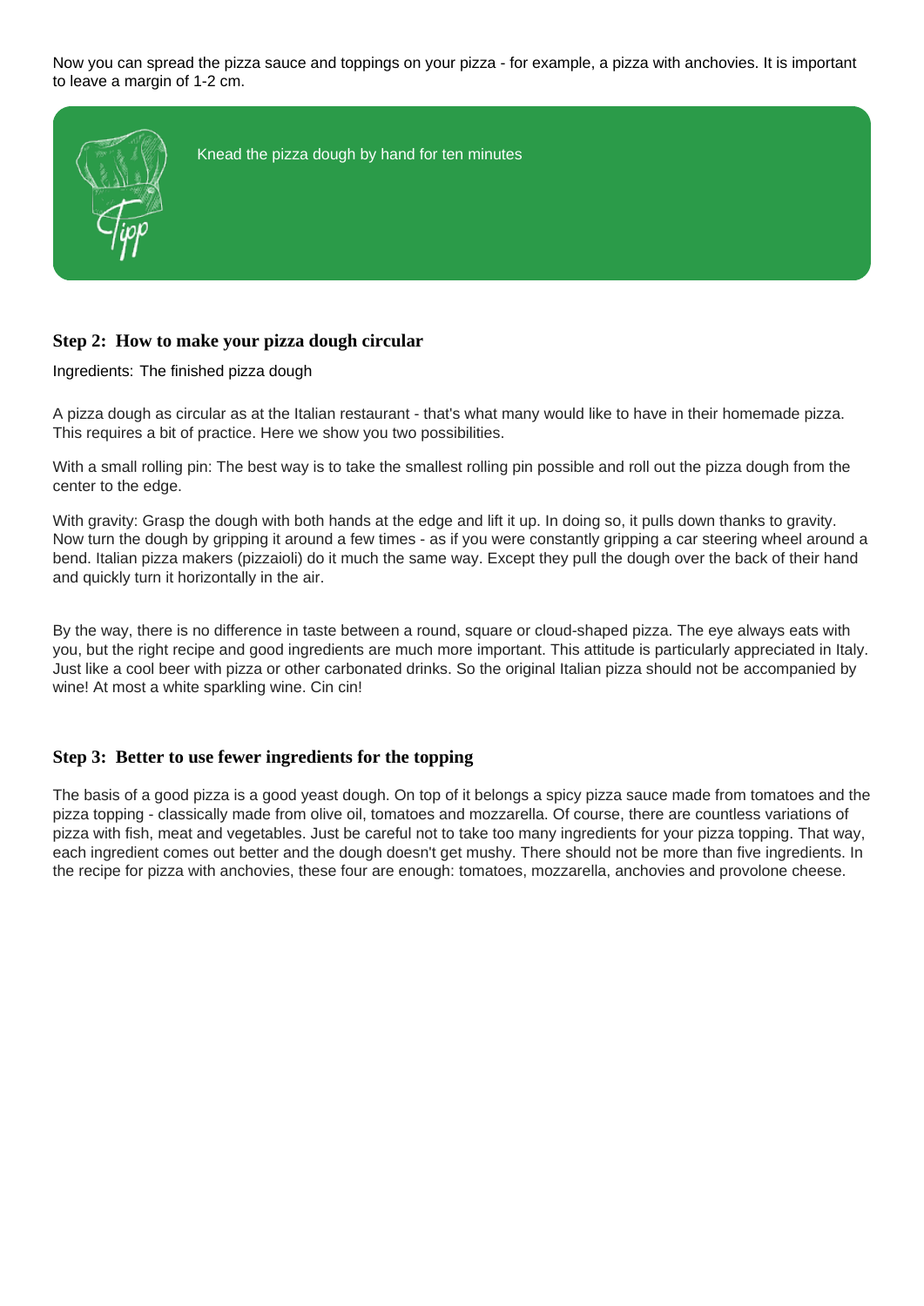Now you can spread the pizza sauce and toppings on your pizza - for example, a pizza with anchovies. It is important to leave a margin of 1-2 cm.

Tipp

Knead the pizza dough by hand for ten minutes

### Step 2: How to make your pizza dough circular

Ingredients: The finished pizza dough

A pizza dough as circular as at the Italian restaurant - that's what many would like to have in their homemade pizza. This requires a bit of practice. Here we show you two possibilities.

With a small rolling pin: The best way is to take the smallest rolling pin possible and roll out the pizza dough from the center to the edge.

With gravity: Grasp the dough with both hands at the edge and lift it up. In doing so, it pulls down thanks to gravity. Now turn the dough by gripping it around a few times - as if you were constantly gripping a car steering wheel around a bend. Italian pizza makers (pizzaioli) do it much the same way. Except they pull the dough over the back of their hand and quickly turn it horizontally in the air.

By the way, there is no difference in taste between a round, square or cloud-shaped pizza. The eye always eats with you, but the right recipe and good ingredients are much more important. This attitude is particularly appreciated in Italy. Just like a cool beer with pizza or other carbonated drinks. So the original Italian pizza should not be accompanied by wine! At most a white sparkling wine. Cin cin!

### Step 3: Better to use fewer ingredients for the topping

The basis of a good pizza is a good yeast dough. On top of it belongs a spicy pizza sauce made from tomatoes and the pizza topping - classically made from olive oil, tomatoes and mozzarella. Of course, there are countless variations of pizza with fish, meat and vegetables. Just be careful not to take too many ingredients for your pizza topping. That way, each ingredient comes out better and the dough doesn't get mushy. There should not be more than five ingredients. In the recipe for pizza with anchovies, these four are enough: tomatoes, mozzarella, anchovies and provolone cheese.